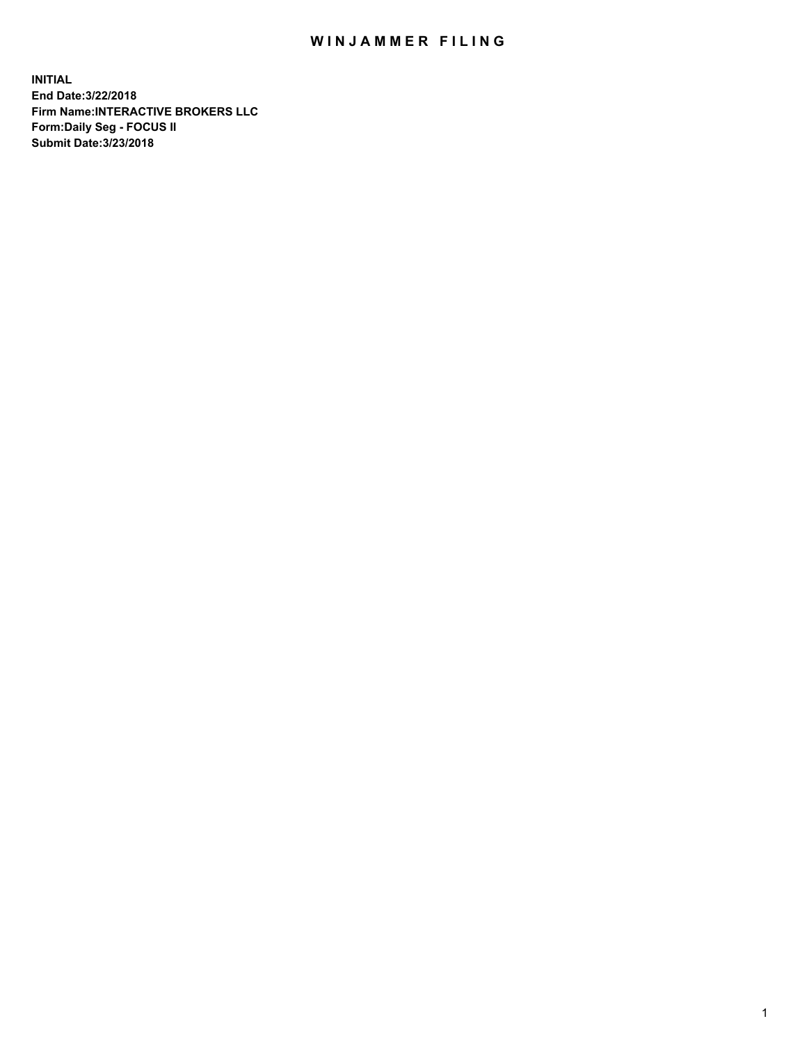# WINJAMMER FILING

**INITIAL**
**End Date:3/22/2018**
**Firm Name:INTERACTIVE BROKERS LLC**
**Form:Daily Seg - FOCUS II**
**Submit Date:3/23/2018**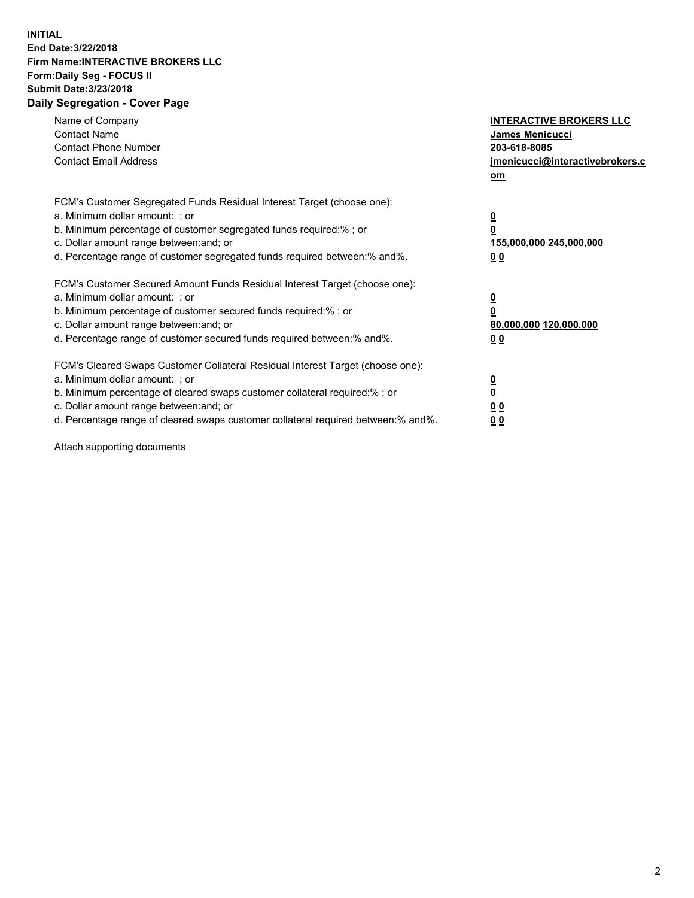**INITIAL**
**End Date:3/22/2018**
**Firm Name:INTERACTIVE BROKERS LLC**
**Form:Daily Seg - FOCUS II**
**Submit Date:3/23/2018**
**Daily Segregation - Cover Page**

| | |
|---|---|
| Name of Company | **INTERACTIVE BROKERS LLC** |
| Contact Name | **James Menicucci** |
| Contact Phone Number | **203-618-8085** |
| Contact Email Address | **jmenicucci@interactivebrokers.com** |

FCM's Customer Segregated Funds Residual Interest Target (choose one):

| | |
|---|---|
| a. Minimum dollar amount: ; or | **0** |
| b. Minimum percentage of customer segregated funds required:% ; or | **0** |
| c. Dollar amount range between:and; or | **155,000,000 245,000,000** |
| d. Percentage range of customer segregated funds required between:% and%. | **0 0** |

FCM's Customer Secured Amount Funds Residual Interest Target (choose one):

| | |
|---|---|
| a. Minimum dollar amount: ; or | **0** |
| b. Minimum percentage of customer secured funds required:% ; or | **0** |
| c. Dollar amount range between:and; or | **80,000,000 120,000,000** |
| d. Percentage range of customer secured funds required between:% and%. | **0 0** |

FCM's Cleared Swaps Customer Collateral Residual Interest Target (choose one):

| | |
|---|---|
| a. Minimum dollar amount: ; or | **0** |
| b. Minimum percentage of cleared swaps customer collateral required:% ; or | **0** |
| c. Dollar amount range between:and; or | **0 0** |
| d. Percentage range of cleared swaps customer collateral required between:% and%. | **0 0** |

Attach supporting documents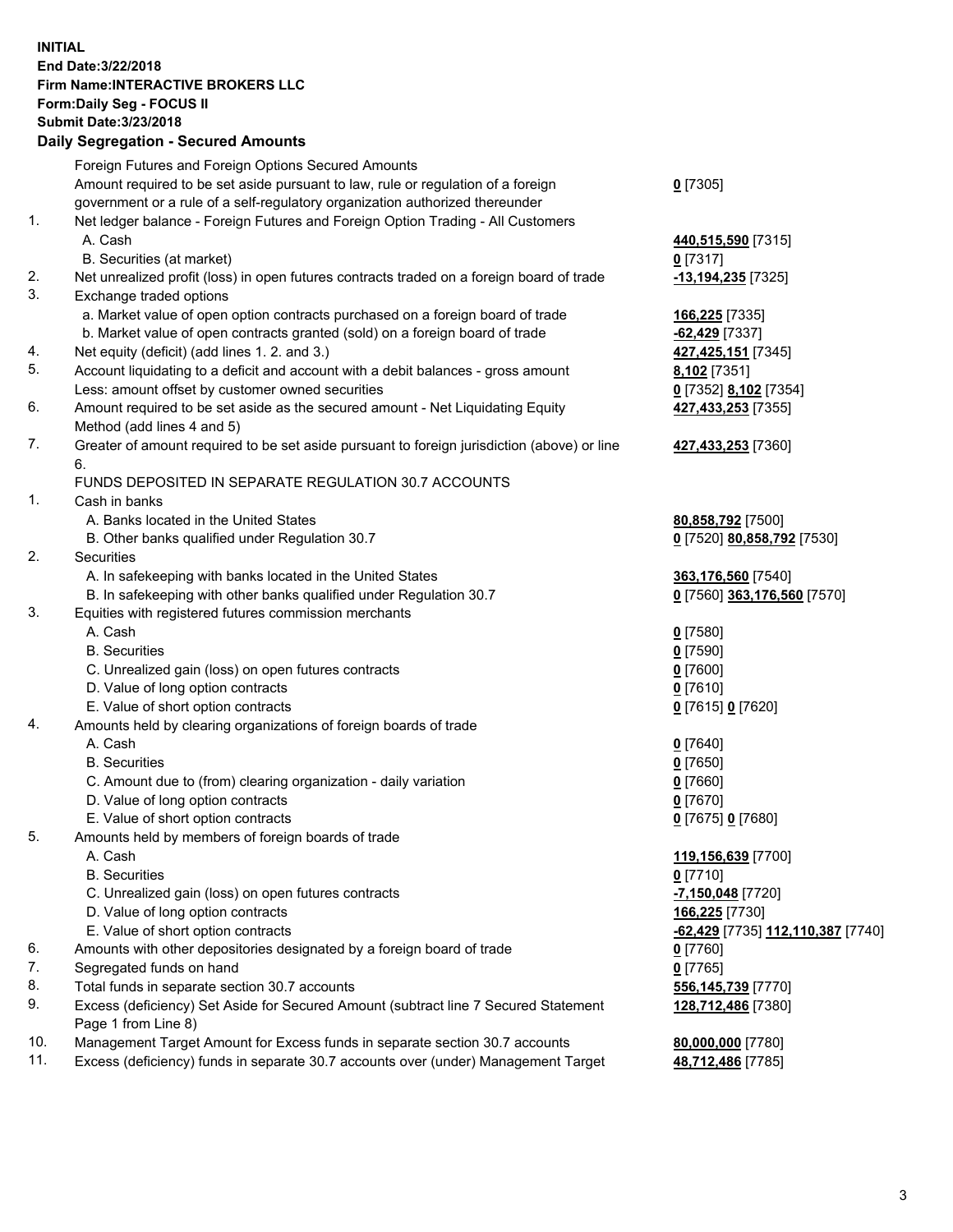**INITIAL**
**End Date:3/22/2018**
**Firm Name:INTERACTIVE BROKERS LLC**
**Form:Daily Seg - FOCUS II**
**Submit Date:3/23/2018**

## Daily Segregation - Secured Amounts

| | | |
|---|---|---|
| | Foreign Futures and Foreign Options Secured Amounts | |
| | Amount required to be set aside pursuant to law, rule or regulation of a foreign government or a rule of a self-regulatory organization authorized thereunder | **0** [7305] |
| 1. | Net ledger balance - Foreign Futures and Foreign Option Trading - All Customers | |
| | A. Cash | **440,515,590** [7315] |
| | B. Securities (at market) | **0** [7317] |
| 2. | Net unrealized profit (loss) in open futures contracts traded on a foreign board of trade | **-13,194,235** [7325] |
| 3. | Exchange traded options | |
| | a. Market value of open option contracts purchased on a foreign board of trade | **166,225** [7335] |
| | b. Market value of open contracts granted (sold) on a foreign board of trade | **-62,429** [7337] |
| 4. | Net equity (deficit) (add lines 1. 2. and 3.) | **427,425,151** [7345] |
| 5. | Account liquidating to a deficit and account with a debit balances - gross amount | **8,102** [7351] |
| | Less: amount offset by customer owned securities | **0** [7352] **8,102** [7354] |
| 6. | Amount required to be set aside as the secured amount - Net Liquidating Equity Method (add lines 4 and 5) | **427,433,253** [7355] |
| 7. | Greater of amount required to be set aside pursuant to foreign jurisdiction (above) or line 6. | **427,433,253** [7360] |
| | FUNDS DEPOSITED IN SEPARATE REGULATION 30.7 ACCOUNTS | |
| 1. | Cash in banks | |
| | A. Banks located in the United States | **80,858,792** [7500] |
| | B. Other banks qualified under Regulation 30.7 | **0** [7520] **80,858,792** [7530] |
| 2. | Securities | |
| | A. In safekeeping with banks located in the United States | **363,176,560** [7540] |
| | B. In safekeeping with other banks qualified under Regulation 30.7 | **0** [7560] **363,176,560** [7570] |
| 3. | Equities with registered futures commission merchants | |
| | A. Cash | **0** [7580] |
| | B. Securities | **0** [7590] |
| | C. Unrealized gain (loss) on open futures contracts | **0** [7600] |
| | D. Value of long option contracts | **0** [7610] |
| | E. Value of short option contracts | **0** [7615] **0** [7620] |
| 4. | Amounts held by clearing organizations of foreign boards of trade | |
| | A. Cash | **0** [7640] |
| | B. Securities | **0** [7650] |
| | C. Amount due to (from) clearing organization - daily variation | **0** [7660] |
| | D. Value of long option contracts | **0** [7670] |
| | E. Value of short option contracts | **0** [7675] **0** [7680] |
| 5. | Amounts held by members of foreign boards of trade | |
| | A. Cash | **119,156,639** [7700] |
| | B. Securities | **0** [7710] |
| | C. Unrealized gain (loss) on open futures contracts | **-7,150,048** [7720] |
| | D. Value of long option contracts | **166,225** [7730] |
| | E. Value of short option contracts | **-62,429** [7735] **112,110,387** [7740] |
| 6. | Amounts with other depositories designated by a foreign board of trade | **0** [7760] |
| 7. | Segregated funds on hand | **0** [7765] |
| 8. | Total funds in separate section 30.7 accounts | **556,145,739** [7770] |
| 9. | Excess (deficiency) Set Aside for Secured Amount (subtract line 7 Secured Statement Page 1 from Line 8) | **128,712,486** [7380] |
| 10. | Management Target Amount for Excess funds in separate section 30.7 accounts | **80,000,000** [7780] |
| 11. | Excess (deficiency) funds in separate 30.7 accounts over (under) Management Target | **48,712,486** [7785] |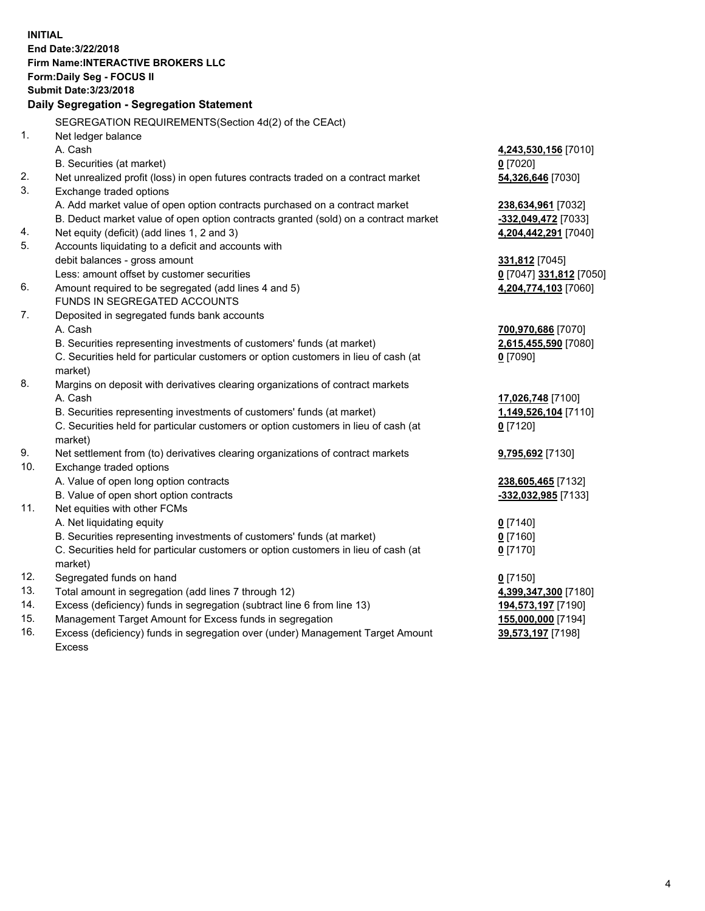**INITIAL**
**End Date:3/22/2018**
**Firm Name:INTERACTIVE BROKERS LLC**
**Form:Daily Seg - FOCUS II**
**Submit Date:3/23/2018**

**Daily Segregation - Segregation Statement**

SEGREGATION REQUIREMENTS(Section 4d(2) of the CEAct)

| | | |
|---|---|---|
| 1. | Net ledger balance | |
| | A. Cash | **4,243,530,156** [7010] |
| | B. Securities (at market) | **0** [7020] |
| 2. | Net unrealized profit (loss) in open futures contracts traded on a contract market | **54,326,646** [7030] |
| 3. | Exchange traded options | |
| | A. Add market value of open option contracts purchased on a contract market | **238,634,961** [7032] |
| | B. Deduct market value of open option contracts granted (sold) on a contract market | **-332,049,472** [7033] |
| 4. | Net equity (deficit) (add lines 1, 2 and 3) | **4,204,442,291** [7040] |
| 5. | Accounts liquidating to a deficit and accounts with | |
| | debit balances - gross amount | **331,812** [7045] |
| | Less: amount offset by customer securities | **0** [7047] **331,812** [7050] |
| 6. | Amount required to be segregated (add lines 4 and 5) | **4,204,774,103** [7060] |
| | FUNDS IN SEGREGATED ACCOUNTS | |
| 7. | Deposited in segregated funds bank accounts | |
| | A. Cash | **700,970,686** [7070] |
| | B. Securities representing investments of customers' funds (at market) | **2,615,455,590** [7080] |
| | C. Securities held for particular customers or option customers in lieu of cash (at market) | **0** [7090] |
| 8. | Margins on deposit with derivatives clearing organizations of contract markets | |
| | A. Cash | **17,026,748** [7100] |
| | B. Securities representing investments of customers' funds (at market) | **1,149,526,104** [7110] |
| | C. Securities held for particular customers or option customers in lieu of cash (at market) | **0** [7120] |
| 9. | Net settlement from (to) derivatives clearing organizations of contract markets | **9,795,692** [7130] |
| 10. | Exchange traded options | |
| | A. Value of open long option contracts | **238,605,465** [7132] |
| | B. Value of open short option contracts | **-332,032,985** [7133] |
| 11. | Net equities with other FCMs | |
| | A. Net liquidating equity | **0** [7140] |
| | B. Securities representing investments of customers' funds (at market) | **0** [7160] |
| | C. Securities held for particular customers or option customers in lieu of cash (at market) | **0** [7170] |
| 12. | Segregated funds on hand | **0** [7150] |
| 13. | Total amount in segregation (add lines 7 through 12) | **4,399,347,300** [7180] |
| 14. | Excess (deficiency) funds in segregation (subtract line 6 from line 13) | **194,573,197** [7190] |
| 15. | Management Target Amount for Excess funds in segregation | **155,000,000** [7194] |
| 16. | Excess (deficiency) funds in segregation over (under) Management Target Amount Excess | **39,573,197** [7198] |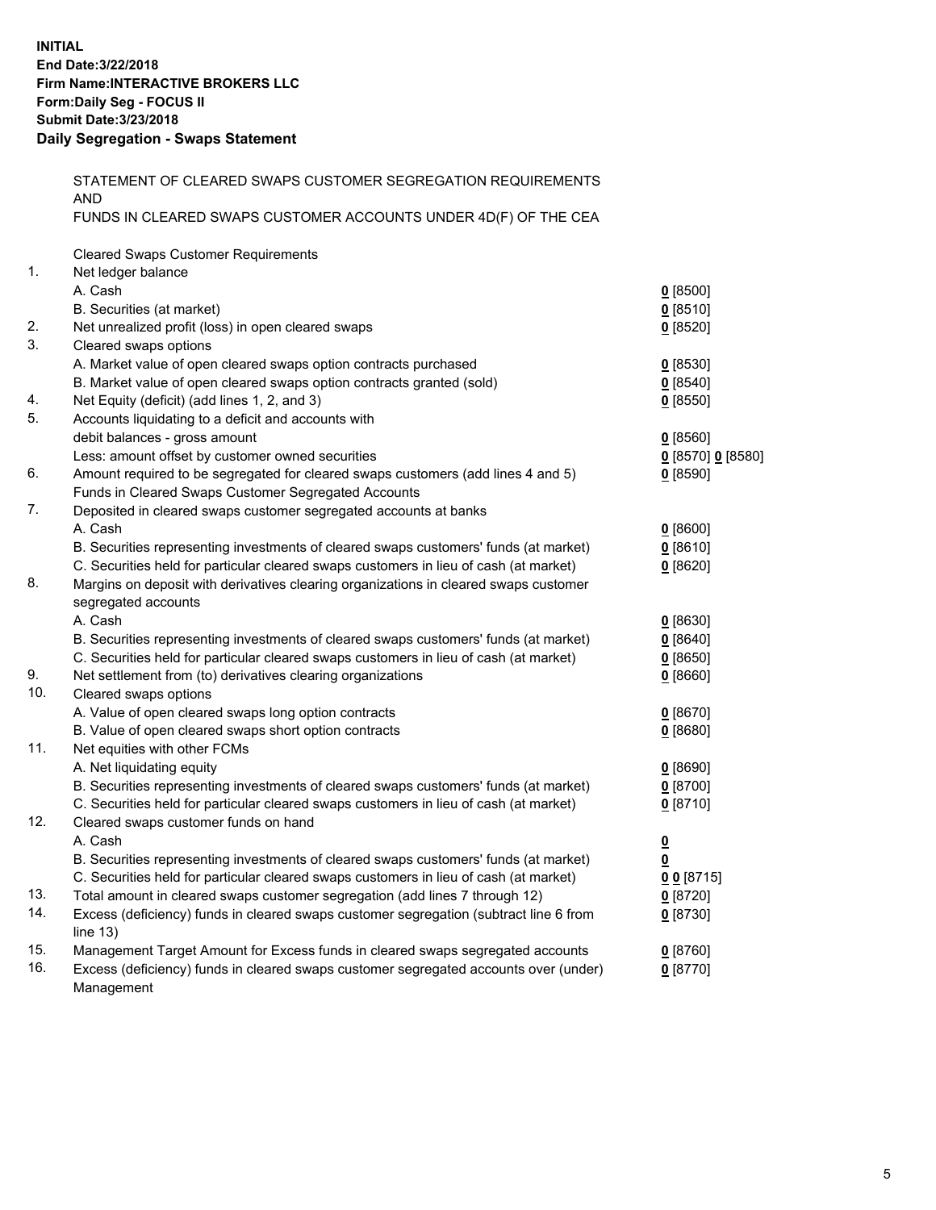**INITIAL**
**End Date:3/22/2018**
**Firm Name:INTERACTIVE BROKERS LLC**
**Form:Daily Seg - FOCUS II**
**Submit Date:3/23/2018**
**Daily Segregation - Swaps Statement**

STATEMENT OF CLEARED SWAPS CUSTOMER SEGREGATION REQUIREMENTS AND FUNDS IN CLEARED SWAPS CUSTOMER ACCOUNTS UNDER 4D(F) OF THE CEA

| | | |
|---|---|---|
| | Cleared Swaps Customer Requirements | |
| 1. | Net ledger balance | |
| | A. Cash | 0 [8500] |
| | B. Securities (at market) | 0 [8510] |
| 2. | Net unrealized profit (loss) in open cleared swaps | 0 [8520] |
| 3. | Cleared swaps options | |
| | A. Market value of open cleared swaps option contracts purchased | 0 [8530] |
| | B. Market value of open cleared swaps option contracts granted (sold) | 0 [8540] |
| 4. | Net Equity (deficit) (add lines 1, 2, and 3) | 0 [8550] |
| 5. | Accounts liquidating to a deficit and accounts with debit balances - gross amount | 0 [8560] |
| | Less: amount offset by customer owned securities | 0 [8570] 0 [8580] |
| 6. | Amount required to be segregated for cleared swaps customers (add lines 4 and 5) | 0 [8590] |
| | Funds in Cleared Swaps Customer Segregated Accounts | |
| 7. | Deposited in cleared swaps customer segregated accounts at banks | |
| | A. Cash | 0 [8600] |
| | B. Securities representing investments of cleared swaps customers' funds (at market) | 0 [8610] |
| | C. Securities held for particular cleared swaps customers in lieu of cash (at market) | 0 [8620] |
| 8. | Margins on deposit with derivatives clearing organizations in cleared swaps customer segregated accounts | |
| | A. Cash | 0 [8630] |
| | B. Securities representing investments of cleared swaps customers' funds (at market) | 0 [8640] |
| | C. Securities held for particular cleared swaps customers in lieu of cash (at market) | 0 [8650] |
| 9. | Net settlement from (to) derivatives clearing organizations | 0 [8660] |
| 10. | Cleared swaps options | |
| | A. Value of open cleared swaps long option contracts | 0 [8670] |
| | B. Value of open cleared swaps short option contracts | 0 [8680] |
| 11. | Net equities with other FCMs | |
| | A. Net liquidating equity | 0 [8690] |
| | B. Securities representing investments of cleared swaps customers' funds (at market) | 0 [8700] |
| | C. Securities held for particular cleared swaps customers in lieu of cash (at market) | 0 [8710] |
| 12. | Cleared swaps customer funds on hand | |
| | A. Cash | 0 |
| | B. Securities representing investments of cleared swaps customers' funds (at market) | 0 |
| | C. Securities held for particular cleared swaps customers in lieu of cash (at market) | 0 0 [8715] |
| 13. | Total amount in cleared swaps customer segregation (add lines 7 through 12) | 0 [8720] |
| 14. | Excess (deficiency) funds in cleared swaps customer segregation (subtract line 6 from line 13) | 0 [8730] |
| 15. | Management Target Amount for Excess funds in cleared swaps segregated accounts | 0 [8760] |
| 16. | Excess (deficiency) funds in cleared swaps customer segregated accounts over (under) Management | 0 [8770] |